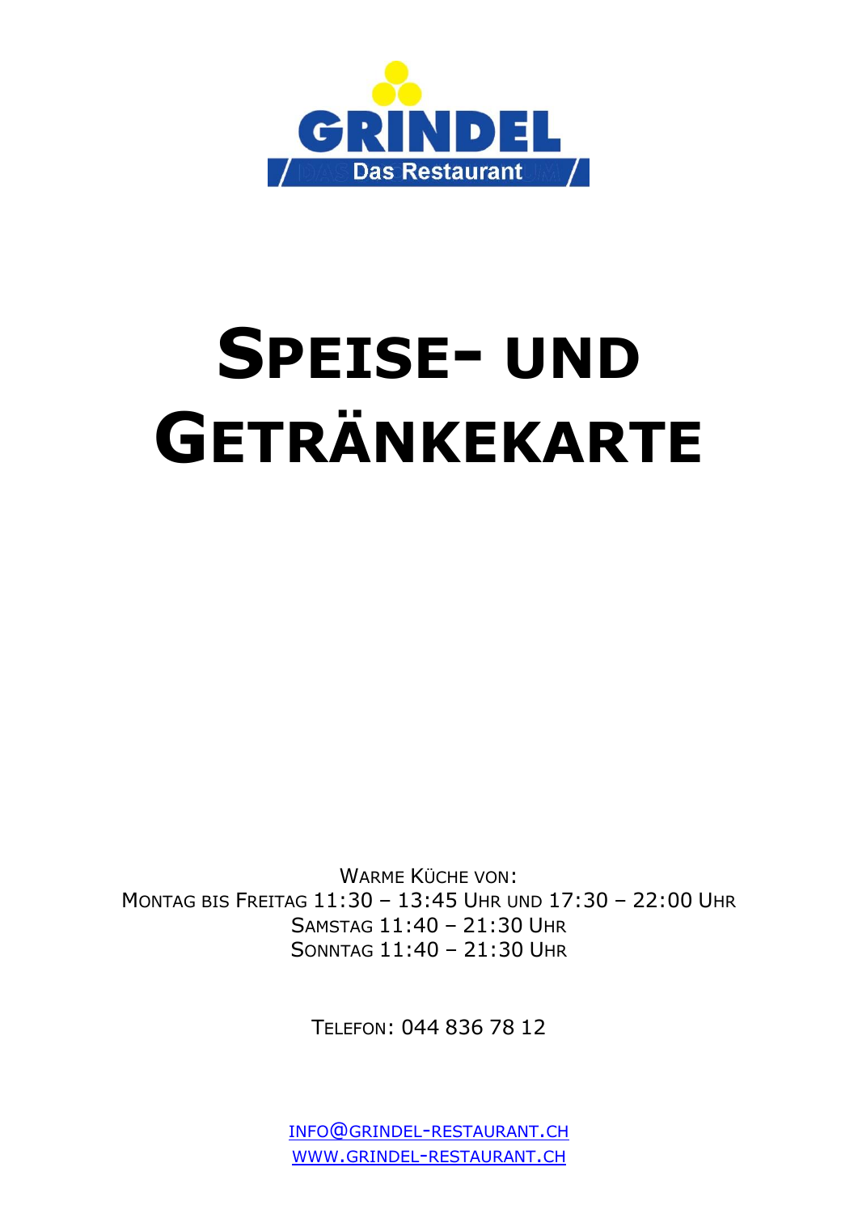GRINDEL

Das Restaurant

# Speise- und Getränkekarte

Warme Küche von:
Montag bis Freitag 11:30 – 13:45 Uhr und 17:30 – 22:00 Uhr
Samstag 11:40 – 21:30 Uhr
Sonntag 11:40 – 21:30 Uhr

Telefon: 044 836 78 12

info@grindel-restaurant.ch
www.grindel-restaurant.ch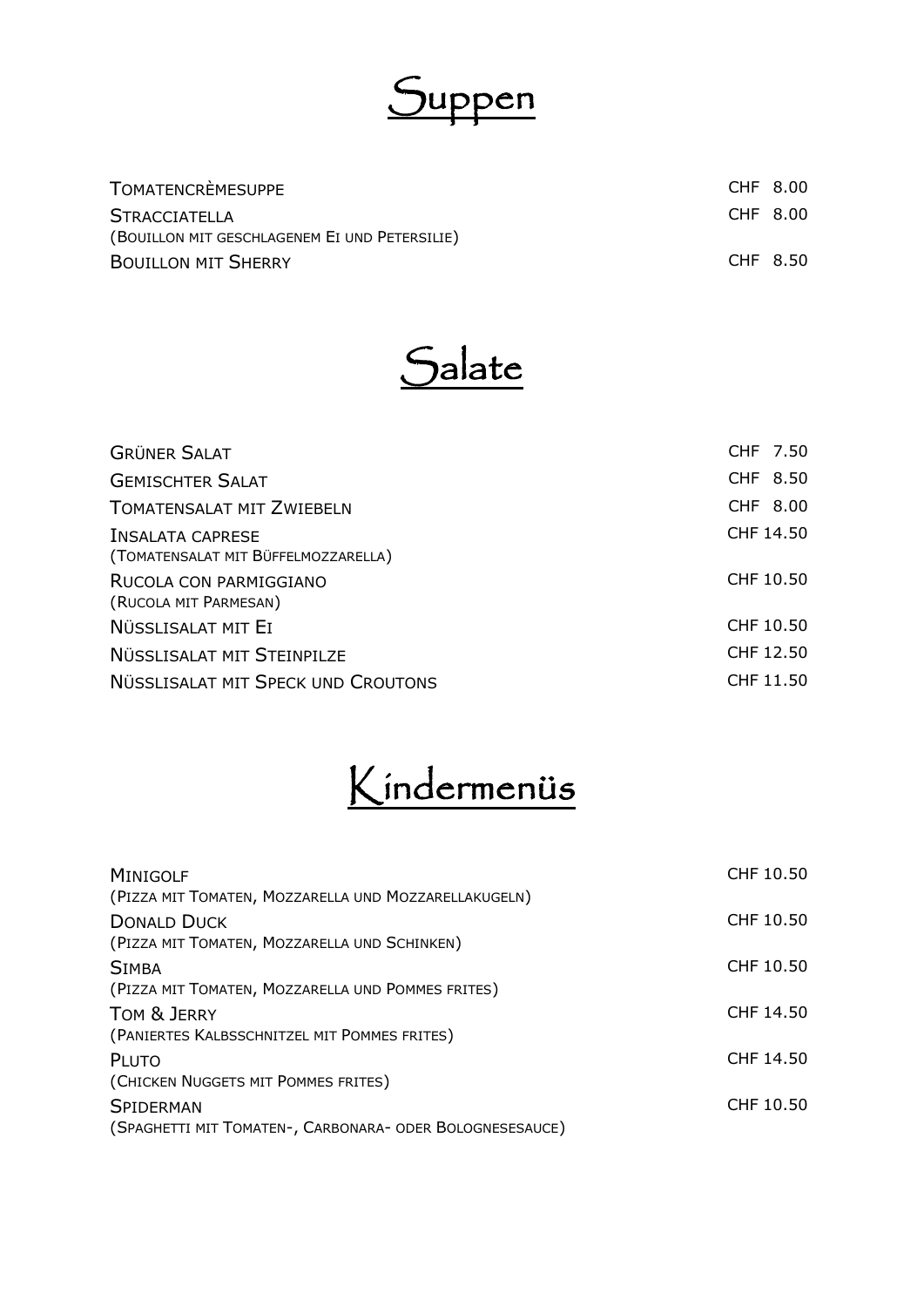# Suppen

| | |
|---|---|
| Tomatencrèmesuppe | CHF 8.00 |
| Stracciatella<br>(Bouillon mit geschlagenem Ei und Petersilie) | CHF 8.00 |
| Bouillon mit Sherry | CHF 8.50 |

# Salate

| | |
|---|---|
| Grüner Salat | CHF 7.50 |
| Gemischter Salat | CHF 8.50 |
| Tomatensalat mit Zwiebeln | CHF 8.00 |
| Insalata caprese<br>(Tomatensalat mit Büffelmozzarella) | CHF 14.50 |
| Rucola con parmiggiano<br>(Rucola mit Parmesan) | CHF 10.50 |
| Nüsslisalat mit Ei | CHF 10.50 |
| Nüsslisalat mit Steinpilze | CHF 12.50 |
| Nüsslisalat mit Speck und Croutons | CHF 11.50 |

# Kindermenüs

| | |
|---|---|
| Minigolf<br>(Pizza mit Tomaten, Mozzarella und Mozzarellakugeln) | CHF 10.50 |
| Donald Duck<br>(Pizza mit Tomaten, Mozzarella und Schinken) | CHF 10.50 |
| Simba<br>(Pizza mit Tomaten, Mozzarella und Pommes frites) | CHF 10.50 |
| Tom & Jerry<br>(Paniertes Kalbsschnitzel mit Pommes frites) | CHF 14.50 |
| Pluto<br>(Chicken Nuggets mit Pommes frites) | CHF 14.50 |
| Spiderman<br>(Spaghetti mit Tomaten-, Carbonara- oder Bolognesesauce) | CHF 10.50 |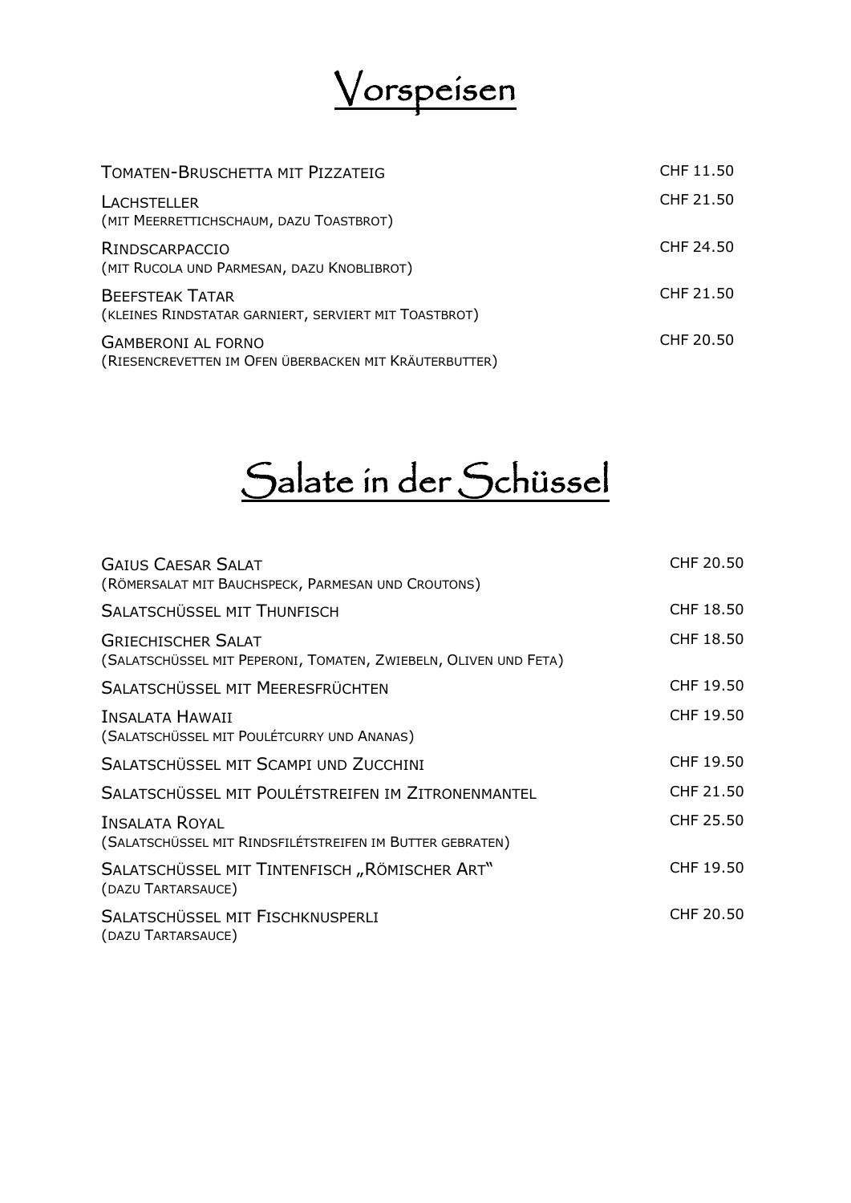# Vorspeisen

| | |
|---|---|
| Tomaten-Bruschetta mit Pizzateig | CHF 11.50 |
| Lachsteller<br>(mit Meerrettichschaum, dazu Toastbrot) | CHF 21.50 |
| Rindscarpaccio<br>(mit Rucola und Parmesan, dazu Knoblibrot) | CHF 24.50 |
| Beefsteak Tatar<br>(kleines Rindstatar garniert, serviert mit Toastbrot) | CHF 21.50 |
| Gamberoni al forno<br>(Riesencrevetten im Ofen überbacken mit Kräuterbutter) | CHF 20.50 |

# Salate in der Schüssel

| | |
|---|---|
| Gaius Caesar Salat<br>(Römersalat mit Bauchspeck, Parmesan und Croutons) | CHF 20.50 |
| Salatschüssel mit Thunfisch | CHF 18.50 |
| Griechischer Salat<br>(Salatschüssel mit Peperoni, Tomaten, Zwiebeln, Oliven und Feta) | CHF 18.50 |
| Salatschüssel mit Meeresfrüchten | CHF 19.50 |
| Insalata Hawaii<br>(Salatschüssel mit Poulétcurry und Ananas) | CHF 19.50 |
| Salatschüssel mit Scampi und Zucchini | CHF 19.50 |
| Salatschüssel mit Poulétstreifen im Zitronenmantel | CHF 21.50 |
| Insalata Royal<br>(Salatschüssel mit Rindsfilétstreifen im Butter gebraten) | CHF 25.50 |
| Salatschüssel mit Tintenfisch „Römischer Art"<br>(dazu Tartarsauce) | CHF 19.50 |
| Salatschüssel mit Fischknusperli<br>(dazu Tartarsauce) | CHF 20.50 |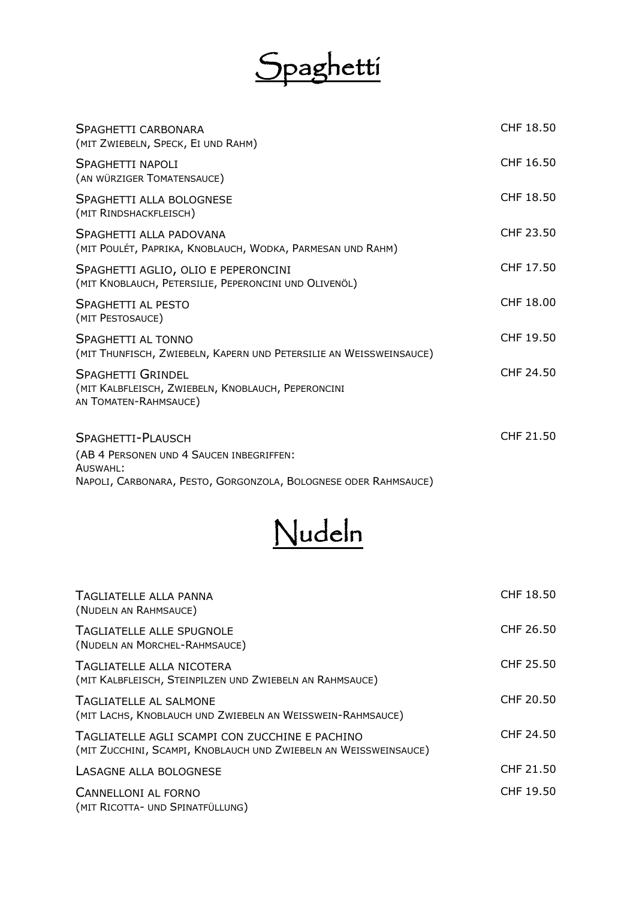# Spaghetti

| | |
|---|---|
| Spaghetti Carbonara<br>(mit Zwiebeln, Speck, Ei und Rahm) | CHF 18.50 |
| Spaghetti Napoli<br>(an würziger Tomatensauce) | CHF 16.50 |
| Spaghetti alla Bolognese<br>(mit Rindshackfleisch) | CHF 18.50 |
| Spaghetti alla Padovana<br>(mit Poulét, Paprika, Knoblauch, Wodka, Parmesan und Rahm) | CHF 23.50 |
| Spaghetti aglio, olio e peperoncini<br>(mit Knoblauch, Petersilie, Peperoncini und Olivenöl) | CHF 17.50 |
| Spaghetti al Pesto<br>(mit Pestosauce) | CHF 18.00 |
| Spaghetti al Tonno<br>(mit Thunfisch, Zwiebeln, Kapern und Petersilie an Weissweinsauce) | CHF 19.50 |
| Spaghetti Grindel<br>(mit Kalbfleisch, Zwiebeln, Knoblauch, Peperoncini an Tomaten-Rahmsauce) | CHF 24.50 |
| Spaghetti-Plausch<br>(ab 4 Personen und 4 Saucen inbegriffen:<br>Auswahl:<br>Napoli, Carbonara, Pesto, Gorgonzola, Bolognese oder Rahmsauce) | CHF 21.50 |

# Nudeln

| | |
|---|---|
| Tagliatelle alla Panna<br>(Nudeln an Rahmsauce) | CHF 18.50 |
| Tagliatelle alle Spugnole<br>(Nudeln an Morchel-Rahmsauce) | CHF 26.50 |
| Tagliatelle alla Nicotera<br>(mit Kalbfleisch, Steinpilzen und Zwiebeln an Rahmsauce) | CHF 25.50 |
| Tagliatelle al Salmone<br>(mit Lachs, Knoblauch und Zwiebeln an Weisswein-Rahmsauce) | CHF 20.50 |
| Tagliatelle agli Scampi con Zucchine e Pachino<br>(mit Zucchini, Scampi, Knoblauch und Zwiebeln an Weissweinsauce) | CHF 24.50 |
| Lasagne alla Bolognese | CHF 21.50 |
| Cannelloni al Forno<br>(mit Ricotta- und Spinatfüllung) | CHF 19.50 |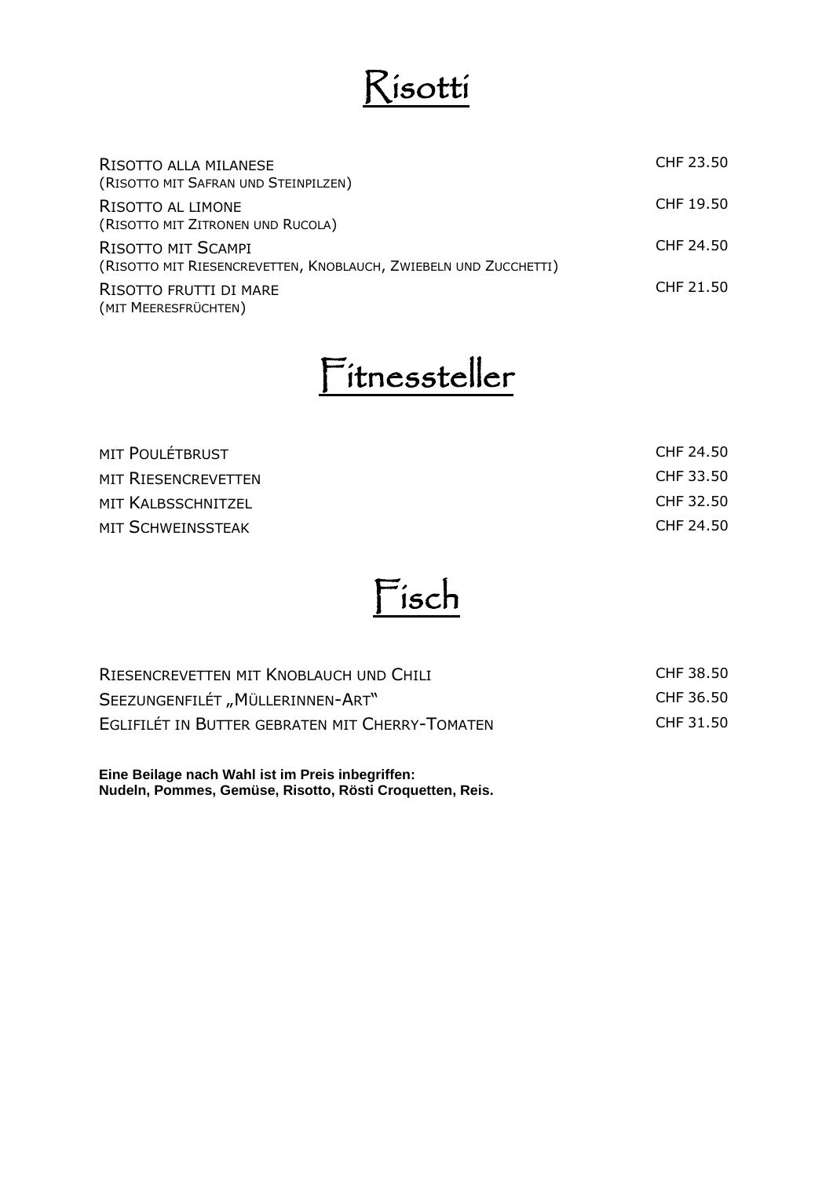# Risotti

| | |
|---|---|
| Risotto alla milanese<br>(Risotto mit Safran und Steinpilzen) | CHF 23.50 |
| Risotto al limone<br>(Risotto mit Zitronen und Rucola) | CHF 19.50 |
| Risotto mit Scampi<br>(Risotto mit Riesencrevetten, Knoblauch, Zwiebeln und Zucchetti) | CHF 24.50 |
| Risotto frutti di mare<br>(mit Meeresfrüchten) | CHF 21.50 |

# Fitnessteller

| | |
|---|---|
| mit Poulétbrust | CHF 24.50 |
| mit Riesencrevetten | CHF 33.50 |
| mit Kalbsschnitzel | CHF 32.50 |
| mit Schweinssteak | CHF 24.50 |

# Fisch

| | |
|---|---|
| Riesencrevetten mit Knoblauch und Chili | CHF 38.50 |
| Seezungenfilét „Müllerinnen-Art" | CHF 36.50 |
| Eglifilét in Butter gebraten mit Cherry-Tomaten | CHF 31.50 |

**Eine Beilage nach Wahl ist im Preis inbegriffen:**
**Nudeln, Pommes, Gemüse, Risotto, Rösti Croquetten, Reis.**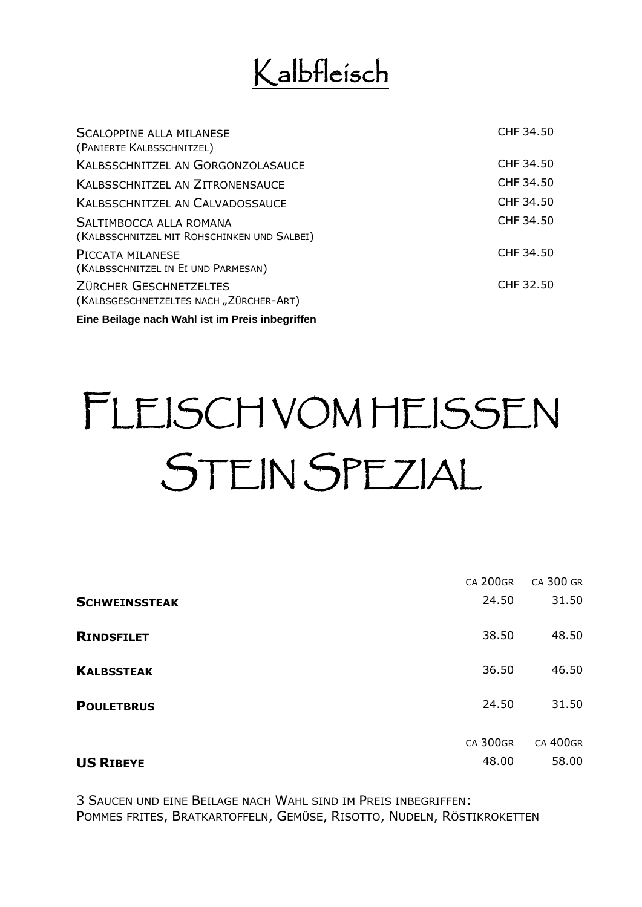# Kalbfleisch

| | |
|---|---|
| Scaloppine alla milanese<br>(Panierte Kalbsschnitzel) | CHF 34.50 |
| Kalbsschnitzel an Gorgonzolasauce | CHF 34.50 |
| Kalbsschnitzel an Zitronensauce | CHF 34.50 |
| Kalbsschnitzel an Calvadossauce | CHF 34.50 |
| Saltimbocca alla romana<br>(Kalbsschnitzel mit Rohschinken und Salbei) | CHF 34.50 |
| Piccata milanese<br>(Kalbsschnitzel in Ei und Parmesan) | CHF 34.50 |
| Zürcher Geschnetzeltes<br>(Kalbsgeschnetzeltes nach „Zürcher-Art) | CHF 32.50 |

**Eine Beilage nach Wahl ist im Preis inbegriffen**

# Fleisch vom heissen Stein Spezial

| | ca 200gr | ca 300 gr |
|---|---|---|
| **Schweinssteak** | 24.50 | 31.50 |
| **Rindsfilet** | 38.50 | 48.50 |
| **Kalbssteak** | 36.50 | 46.50 |
| **Pouletbrus** | 24.50 | 31.50 |
| | **ca 300gr** | **ca 400gr** |
| **US Ribeye** | 48.00 | 58.00 |

3 Saucen und eine Beilage nach Wahl sind im Preis inbegriffen:
Pommes frites, Bratkartoffeln, Gemüse, Risotto, Nudeln, Röstikroketten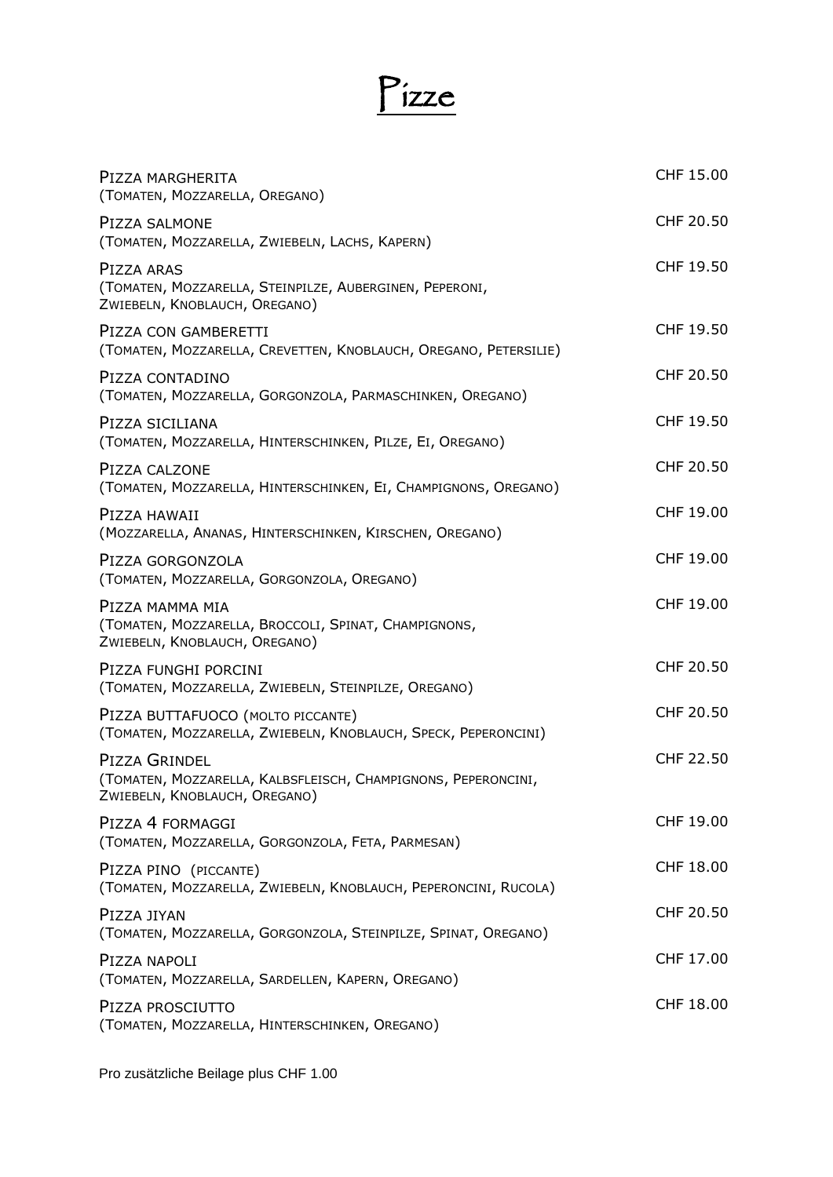# Pizze

| | |
|---|---|
| PIZZA MARGHERITA<br>(TOMATEN, MOZZARELLA, OREGANO) | CHF 15.00 |
| PIZZA SALMONE<br>(TOMATEN, MOZZARELLA, ZWIEBELN, LACHS, KAPERN) | CHF 20.50 |
| PIZZA ARAS<br>(TOMATEN, MOZZARELLA, STEINPILZE, AUBERGINEN, PEPERONI, ZWIEBELN, KNOBLAUCH, OREGANO) | CHF 19.50 |
| PIZZA CON GAMBERETTI<br>(TOMATEN, MOZZARELLA, CREVETTEN, KNOBLAUCH, OREGANO, PETERSILIE) | CHF 19.50 |
| PIZZA CONTADINO<br>(TOMATEN, MOZZARELLA, GORGONZOLA, PARMASCHINKEN, OREGANO) | CHF 20.50 |
| PIZZA SICILIANA<br>(TOMATEN, MOZZARELLA, HINTERSCHINKEN, PILZE, EI, OREGANO) | CHF 19.50 |
| PIZZA CALZONE<br>(TOMATEN, MOZZARELLA, HINTERSCHINKEN, EI, CHAMPIGNONS, OREGANO) | CHF 20.50 |
| PIZZA HAWAII<br>(MOZZARELLA, ANANAS, HINTERSCHINKEN, KIRSCHEN, OREGANO) | CHF 19.00 |
| PIZZA GORGONZOLA<br>(TOMATEN, MOZZARELLA, GORGONZOLA, OREGANO) | CHF 19.00 |
| PIZZA MAMMA MIA<br>(TOMATEN, MOZZARELLA, BROCCOLI, SPINAT, CHAMPIGNONS, ZWIEBELN, KNOBLAUCH, OREGANO) | CHF 19.00 |
| PIZZA FUNGHI PORCINI<br>(TOMATEN, MOZZARELLA, ZWIEBELN, STEINPILZE, OREGANO) | CHF 20.50 |
| PIZZA BUTTAFUOCO (MOLTO PICCANTE)<br>(TOMATEN, MOZZARELLA, ZWIEBELN, KNOBLAUCH, SPECK, PEPERONCINI) | CHF 20.50 |
| PIZZA GRINDEL<br>(TOMATEN, MOZZARELLA, KALBSFLEISCH, CHAMPIGNONS, PEPERONCINI, ZWIEBELN, KNOBLAUCH, OREGANO) | CHF 22.50 |
| PIZZA 4 FORMAGGI<br>(TOMATEN, MOZZARELLA, GORGONZOLA, FETA, PARMESAN) | CHF 19.00 |
| PIZZA PINO (PICCANTE)<br>(TOMATEN, MOZZARELLA, ZWIEBELN, KNOBLAUCH, PEPERONCINI, RUCOLA) | CHF 18.00 |
| PIZZA JIYAN<br>(TOMATEN, MOZZARELLA, GORGONZOLA, STEINPILZE, SPINAT, OREGANO) | CHF 20.50 |
| PIZZA NAPOLI<br>(TOMATEN, MOZZARELLA, SARDELLEN, KAPERN, OREGANO) | CHF 17.00 |
| PIZZA PROSCIUTTO<br>(TOMATEN, MOZZARELLA, HINTERSCHINKEN, OREGANO) | CHF 18.00 |

Pro zusätzliche Beilage plus CHF 1.00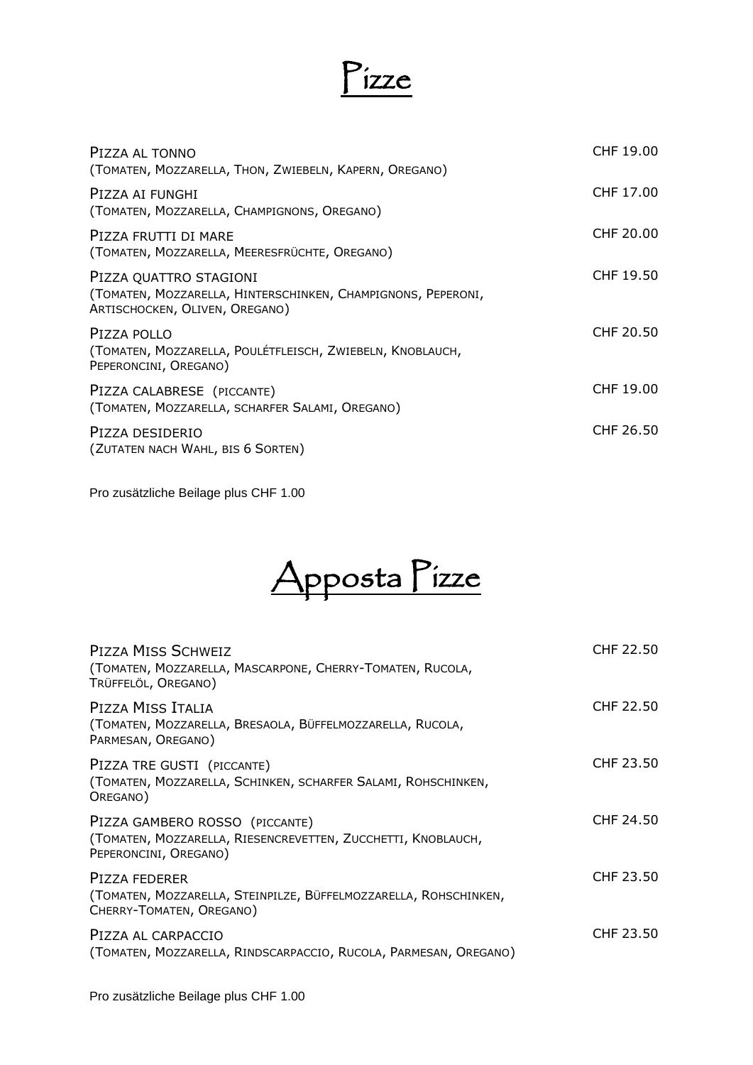# Pizze

| | |
|---|---|
| PIZZA AL TONNO<br>(TOMATEN, MOZZARELLA, THON, ZWIEBELN, KAPERN, OREGANO) | CHF 19.00 |
| PIZZA AI FUNGHI<br>(TOMATEN, MOZZARELLA, CHAMPIGNONS, OREGANO) | CHF 17.00 |
| PIZZA FRUTTI DI MARE<br>(TOMATEN, MOZZARELLA, MEERESFRÜCHTE, OREGANO) | CHF 20.00 |
| PIZZA QUATTRO STAGIONI<br>(TOMATEN, MOZZARELLA, HINTERSCHINKEN, CHAMPIGNONS, PEPERONI, ARTISCHOCKEN, OLIVEN, OREGANO) | CHF 19.50 |
| PIZZA POLLO<br>(TOMATEN, MOZZARELLA, POULÉTFLEISCH, ZWIEBELN, KNOBLAUCH, PEPERONCINI, OREGANO) | CHF 20.50 |
| PIZZA CALABRESE (PICCANTE)<br>(TOMATEN, MOZZARELLA, SCHARFER SALAMI, OREGANO) | CHF 19.00 |
| PIZZA DESIDERIO<br>(ZUTATEN NACH WAHL, BIS 6 SORTEN) | CHF 26.50 |

Pro zusätzliche Beilage plus CHF 1.00

# Apposta Pizze

| | |
|---|---|
| PIZZA MISS SCHWEIZ<br>(TOMATEN, MOZZARELLA, MASCARPONE, CHERRY-TOMATEN, RUCOLA, TRÜFFELÖL, OREGANO) | CHF 22.50 |
| PIZZA MISS ITALIA<br>(TOMATEN, MOZZARELLA, BRESAOLA, BÜFFELMOZZARELLA, RUCOLA, PARMESAN, OREGANO) | CHF 22.50 |
| PIZZA TRE GUSTI (PICCANTE)<br>(TOMATEN, MOZZARELLA, SCHINKEN, SCHARFER SALAMI, ROHSCHINKEN, OREGANO) | CHF 23.50 |
| PIZZA GAMBERO ROSSO (PICCANTE)<br>(TOMATEN, MOZZARELLA, RIESENCREVETTEN, ZUCCHETTI, KNOBLAUCH, PEPERONCINI, OREGANO) | CHF 24.50 |
| PIZZA FEDERER<br>(TOMATEN, MOZZARELLA, STEINPILZE, BÜFFELMOZZARELLA, ROHSCHINKEN, CHERRY-TOMATEN, OREGANO) | CHF 23.50 |
| PIZZA AL CARPACCIO<br>(TOMATEN, MOZZARELLA, RINDSCARPACCIO, RUCOLA, PARMESAN, OREGANO) | CHF 23.50 |

Pro zusätzliche Beilage plus CHF 1.00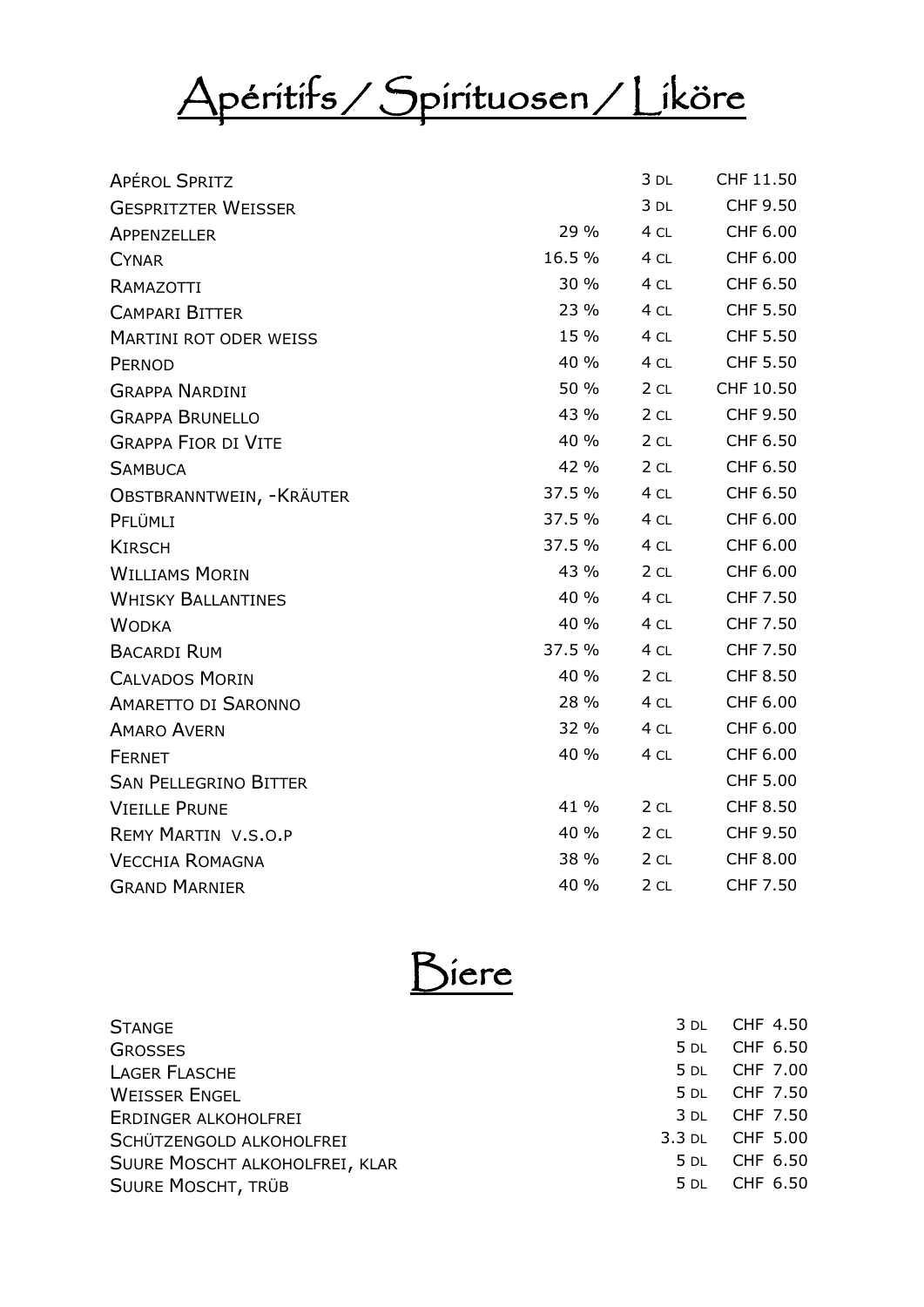# Apéritifs / Spirituosen / Liköre

| | | | |
|---|---|---|---|
| Apérol Spritz | | 3 dl | CHF 11.50 |
| Gespritzter Weisser | | 3 dl | CHF 9.50 |
| Appenzeller | 29 % | 4 cl | CHF 6.00 |
| Cynar | 16.5 % | 4 cl | CHF 6.00 |
| Ramazotti | 30 % | 4 cl | CHF 6.50 |
| Campari Bitter | 23 % | 4 cl | CHF 5.50 |
| Martini rot oder weiss | 15 % | 4 cl | CHF 5.50 |
| Pernod | 40 % | 4 cl | CHF 5.50 |
| Grappa Nardini | 50 % | 2 cl | CHF 10.50 |
| Grappa Brunello | 43 % | 2 cl | CHF 9.50 |
| Grappa Fior di Vite | 40 % | 2 cl | CHF 6.50 |
| Sambuca | 42 % | 2 cl | CHF 6.50 |
| Obstbranntwein, -Kräuter | 37.5 % | 4 cl | CHF 6.50 |
| Pflümli | 37.5 % | 4 cl | CHF 6.00 |
| Kirsch | 37.5 % | 4 cl | CHF 6.00 |
| Williams Morin | 43 % | 2 cl | CHF 6.00 |
| Whisky Ballantines | 40 % | 4 cl | CHF 7.50 |
| Wodka | 40 % | 4 cl | CHF 7.50 |
| Bacardi Rum | 37.5 % | 4 cl | CHF 7.50 |
| Calvados Morin | 40 % | 2 cl | CHF 8.50 |
| Amaretto di Saronno | 28 % | 4 cl | CHF 6.00 |
| Amaro Avern | 32 % | 4 cl | CHF 6.00 |
| Fernet | 40 % | 4 cl | CHF 6.00 |
| San Pellegrino Bitter | | | CHF 5.00 |
| Vieille Prune | 41 % | 2 cl | CHF 8.50 |
| Remy Martin V.S.O.P | 40 % | 2 cl | CHF 9.50 |
| Vecchia Romagna | 38 % | 2 cl | CHF 8.00 |
| Grand Marnier | 40 % | 2 cl | CHF 7.50 |

# Biere

| | | |
|---|---|---|
| Stange | 3 dl | CHF 4.50 |
| Grosses | 5 dl | CHF 6.50 |
| Lager Flasche | 5 dl | CHF 7.00 |
| Weisser Engel | 5 dl | CHF 7.50 |
| Erdinger alkoholfrei | 3 dl | CHF 7.50 |
| Schützengold alkoholfrei | 3.3 dl | CHF 5.00 |
| Suure Moscht alkoholfrei, klar | 5 dl | CHF 6.50 |
| Suure Moscht, trüb | 5 dl | CHF 6.50 |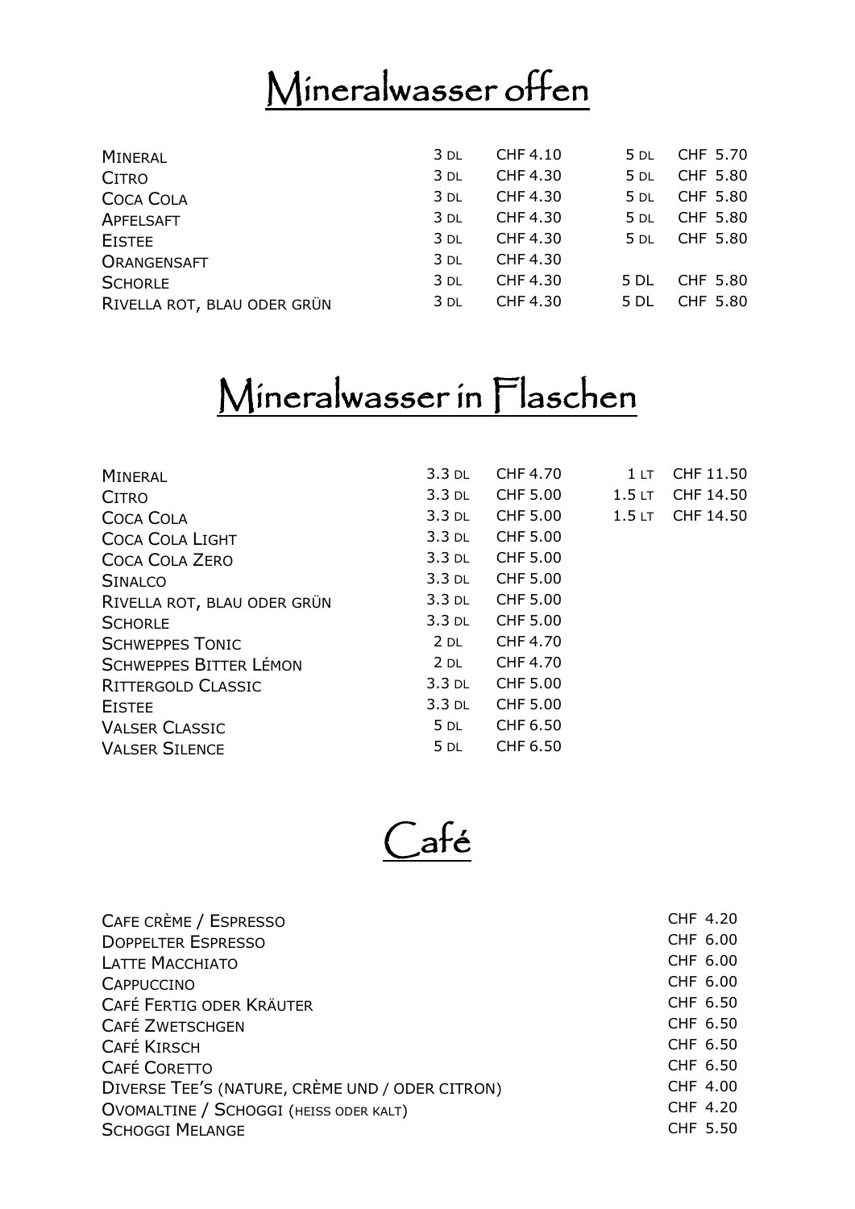# Mineralwasser offen

| | | | | |
|---|---|---|---|---|
| Mineral | 3 dl | CHF 4.10 | 5 dl | CHF 5.70 |
| Citro | 3 dl | CHF 4.30 | 5 dl | CHF 5.80 |
| Coca Cola | 3 dl | CHF 4.30 | 5 dl | CHF 5.80 |
| Apfelsaft | 3 dl | CHF 4.30 | 5 dl | CHF 5.80 |
| Eistee | 3 dl | CHF 4.30 | 5 dl | CHF 5.80 |
| Orangensaft | 3 dl | CHF 4.30 | | |
| Schorle | 3 dl | CHF 4.30 | 5 DL | CHF 5.80 |
| Rivella rot, blau oder grün | 3 dl | CHF 4.30 | 5 DL | CHF 5.80 |

# Mineralwasser in Flaschen

| | | | | |
|---|---|---|---|---|
| Mineral | 3.3 dl | CHF 4.70 | 1 lt | CHF 11.50 |
| Citro | 3.3 dl | CHF 5.00 | 1.5 lt | CHF 14.50 |
| Coca Cola | 3.3 dl | CHF 5.00 | 1.5 lt | CHF 14.50 |
| Coca Cola Light | 3.3 dl | CHF 5.00 | | |
| Coca Cola Zero | 3.3 dl | CHF 5.00 | | |
| Sinalco | 3.3 dl | CHF 5.00 | | |
| Rivella rot, blau oder grün | 3.3 dl | CHF 5.00 | | |
| Schorle | 3.3 dl | CHF 5.00 | | |
| Schweppes Tonic | 2 dl | CHF 4.70 | | |
| Schweppes Bitter Lémon | 2 dl | CHF 4.70 | | |
| Rittergold Classic | 3.3 dl | CHF 5.00 | | |
| Eistee | 3.3 dl | CHF 5.00 | | |
| Valser Classic | 5 dl | CHF 6.50 | | |
| Valser Silence | 5 dl | CHF 6.50 | | |

# Café

| | |
|---|---|
| Cafe crème / Espresso | CHF 4.20 |
| Doppelter Espresso | CHF 6.00 |
| Latte Macchiato | CHF 6.00 |
| Cappuccino | CHF 6.00 |
| Café Fertig oder Kräuter | CHF 6.50 |
| Café Zwetschgen | CHF 6.50 |
| Café Kirsch | CHF 6.50 |
| Café Coretto | CHF 6.50 |
| Diverse Tee's (nature, crème und / oder citron) | CHF 4.00 |
| Ovomaltine / Schoggi (heiss oder kalt) | CHF 4.20 |
| Schoggi Melange | CHF 5.50 |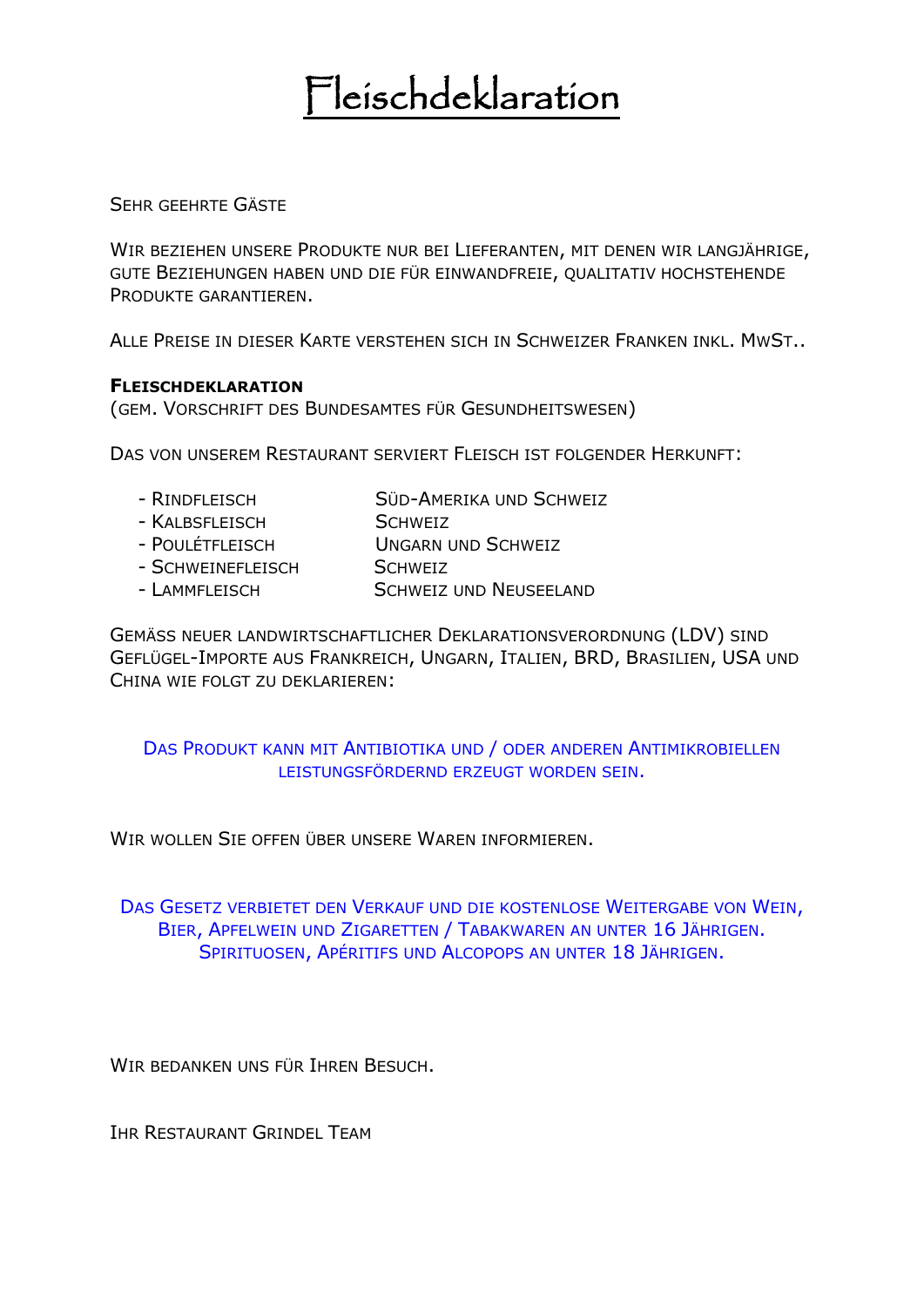# Fleischdeklaration

Sehr geehrte Gäste

Wir beziehen unsere Produkte nur bei Lieferanten, mit denen wir langjährige, gute Beziehungen haben und die für einwandfreie, qualitativ hochstehende Produkte garantieren.

Alle Preise in dieser Karte verstehen sich in Schweizer Franken inkl. MwSt..

**Fleischdeklaration**
(gem. Vorschrift des Bundesamtes für Gesundheitswesen)

Das von unserem Restaurant serviert Fleisch ist folgender Herkunft:

| | |
|---|---|
| - Rindfleisch | Süd-Amerika und Schweiz |
| - Kalbsfleisch | Schweiz |
| - Poulétfleisch | Ungarn und Schweiz |
| - Schweinefleisch | Schweiz |
| - Lammfleisch | Schweiz und Neuseeland |

Gemäss neuer landwirtschaftlicher Deklarationsverordnung (LDV) sind Geflügel-Importe aus Frankreich, Ungarn, Italien, BRD, Brasilien, USA und China wie folgt zu deklarieren:

Das Produkt kann mit Antibiotika und / oder anderen Antimikrobiellen leistungsfördernd erzeugt worden sein.

Wir wollen Sie offen über unsere Waren informieren.

Das Gesetz verbietet den Verkauf und die kostenlose Weitergabe von Wein, Bier, Apfelwein und Zigaretten / Tabakwaren an unter 16 Jährigen. Spirituosen, Apéritifs und Alcopops an unter 18 Jährigen.

Wir bedanken uns für Ihren Besuch.

Ihr Restaurant Grindel Team